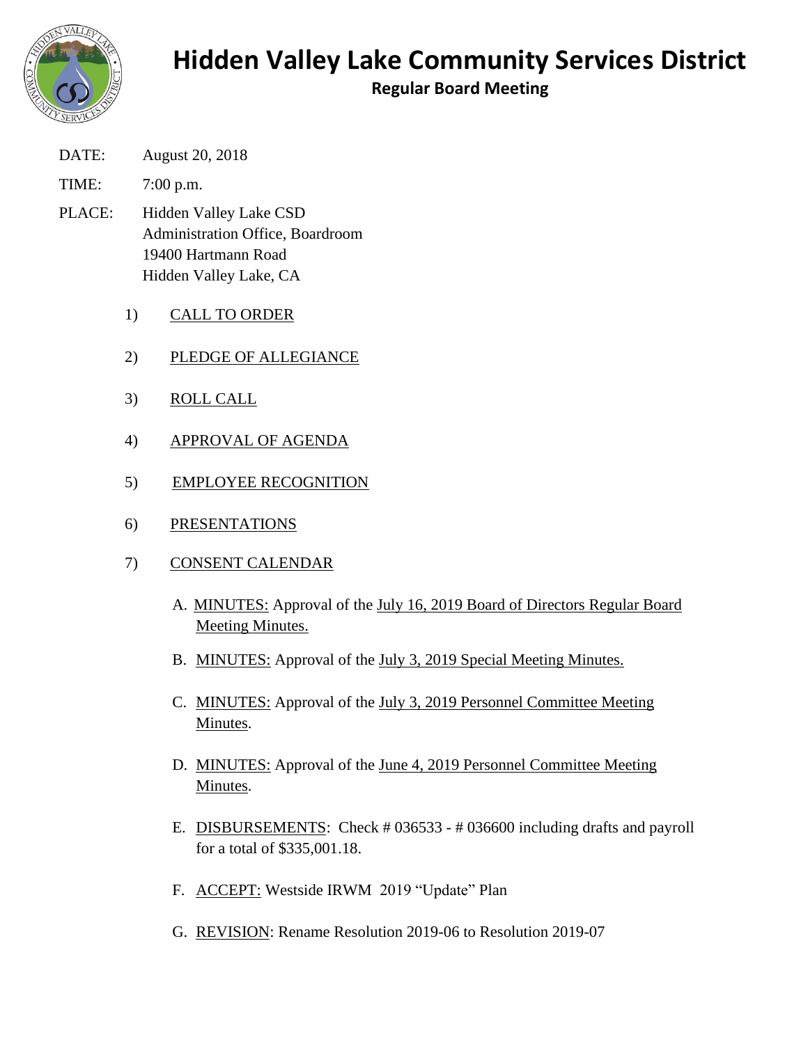# Hidden Valley Lake Community Services District

## Regular Board Meeting

DATE: August 20, 2018

TIME: 7:00 p.m.

PLACE: Hidden Valley Lake CSD
Administration Office, Boardroom
19400 Hartmann Road
Hidden Valley Lake, CA

1) CALL TO ORDER

2) PLEDGE OF ALLEGIANCE

3) ROLL CALL

4) APPROVAL OF AGENDA

5) EMPLOYEE RECOGNITION

6) PRESENTATIONS

7) CONSENT CALENDAR

   A. MINUTES: Approval of the July 16, 2019 Board of Directors Regular Board Meeting Minutes.

   B. MINUTES: Approval of the July 3, 2019 Special Meeting Minutes.

   C. MINUTES: Approval of the July 3, 2019 Personnel Committee Meeting Minutes.

   D. MINUTES: Approval of the June 4, 2019 Personnel Committee Meeting Minutes.

   E. DISBURSEMENTS: Check # 036533 - # 036600 including drafts and payroll for a total of $335,001.18.

   F. ACCEPT: Westside IRWM 2019 "Update" Plan

   G. REVISION: Rename Resolution 2019-06 to Resolution 2019-07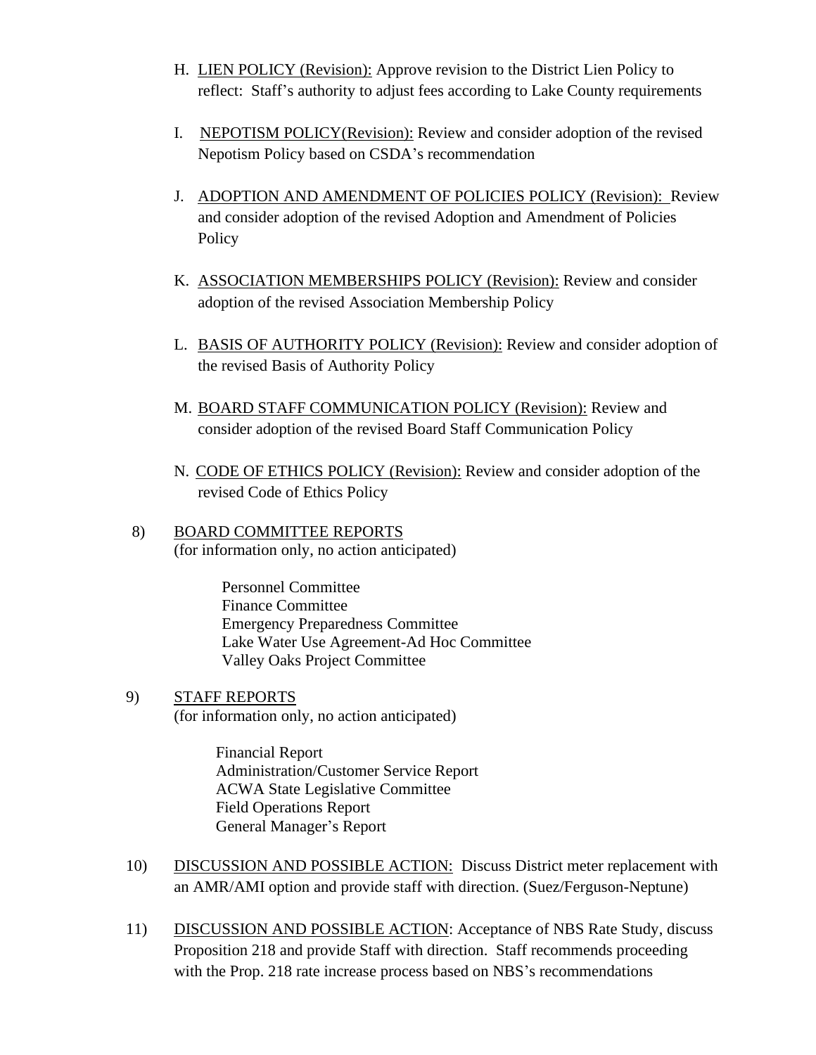H. LIEN POLICY (Revision): Approve revision to the District Lien Policy to reflect: Staff's authority to adjust fees according to Lake County requirements

I. NEPOTISM POLICY(Revision): Review and consider adoption of the revised Nepotism Policy based on CSDA's recommendation

J. ADOPTION AND AMENDMENT OF POLICIES POLICY (Revision): Review and consider adoption of the revised Adoption and Amendment of Policies Policy

K. ASSOCIATION MEMBERSHIPS POLICY (Revision): Review and consider adoption of the revised Association Membership Policy

L. BASIS OF AUTHORITY POLICY (Revision): Review and consider adoption of the revised Basis of Authority Policy

M. BOARD STAFF COMMUNICATION POLICY (Revision): Review and consider adoption of the revised Board Staff Communication Policy

N. CODE OF ETHICS POLICY (Revision): Review and consider adoption of the revised Code of Ethics Policy

8) BOARD COMMITTEE REPORTS
(for information only, no action anticipated)

Personnel Committee
Finance Committee
Emergency Preparedness Committee
Lake Water Use Agreement-Ad Hoc Committee
Valley Oaks Project Committee

9) STAFF REPORTS
(for information only, no action anticipated)

Financial Report
Administration/Customer Service Report
ACWA State Legislative Committee
Field Operations Report
General Manager's Report

10) DISCUSSION AND POSSIBLE ACTION: Discuss District meter replacement with an AMR/AMI option and provide staff with direction. (Suez/Ferguson-Neptune)

11) DISCUSSION AND POSSIBLE ACTION: Acceptance of NBS Rate Study, discuss Proposition 218 and provide Staff with direction. Staff recommends proceeding with the Prop. 218 rate increase process based on NBS's recommendations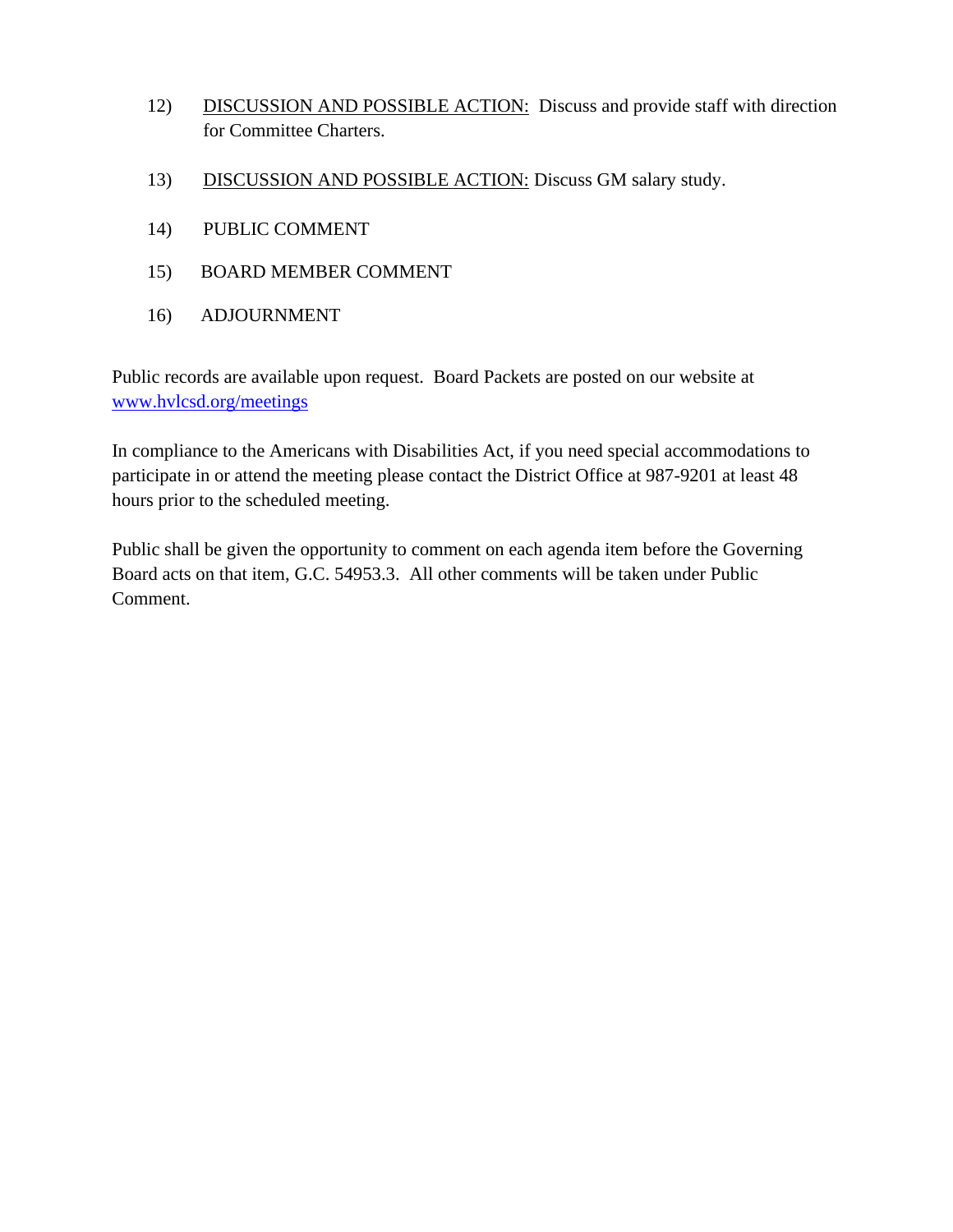12) <u>DISCUSSION AND POSSIBLE ACTION:</u> Discuss and provide staff with direction for Committee Charters.

13) <u>DISCUSSION AND POSSIBLE ACTION:</u> Discuss GM salary study.

14) PUBLIC COMMENT

15) BOARD MEMBER COMMENT

16) ADJOURNMENT

Public records are available upon request. Board Packets are posted on our website at [www.hvlcsd.org/meetings](http://www.hvlcsd.org/meetings)

In compliance to the Americans with Disabilities Act, if you need special accommodations to participate in or attend the meeting please contact the District Office at 987-9201 at least 48 hours prior to the scheduled meeting.

Public shall be given the opportunity to comment on each agenda item before the Governing Board acts on that item, G.C. 54953.3. All other comments will be taken under Public Comment.